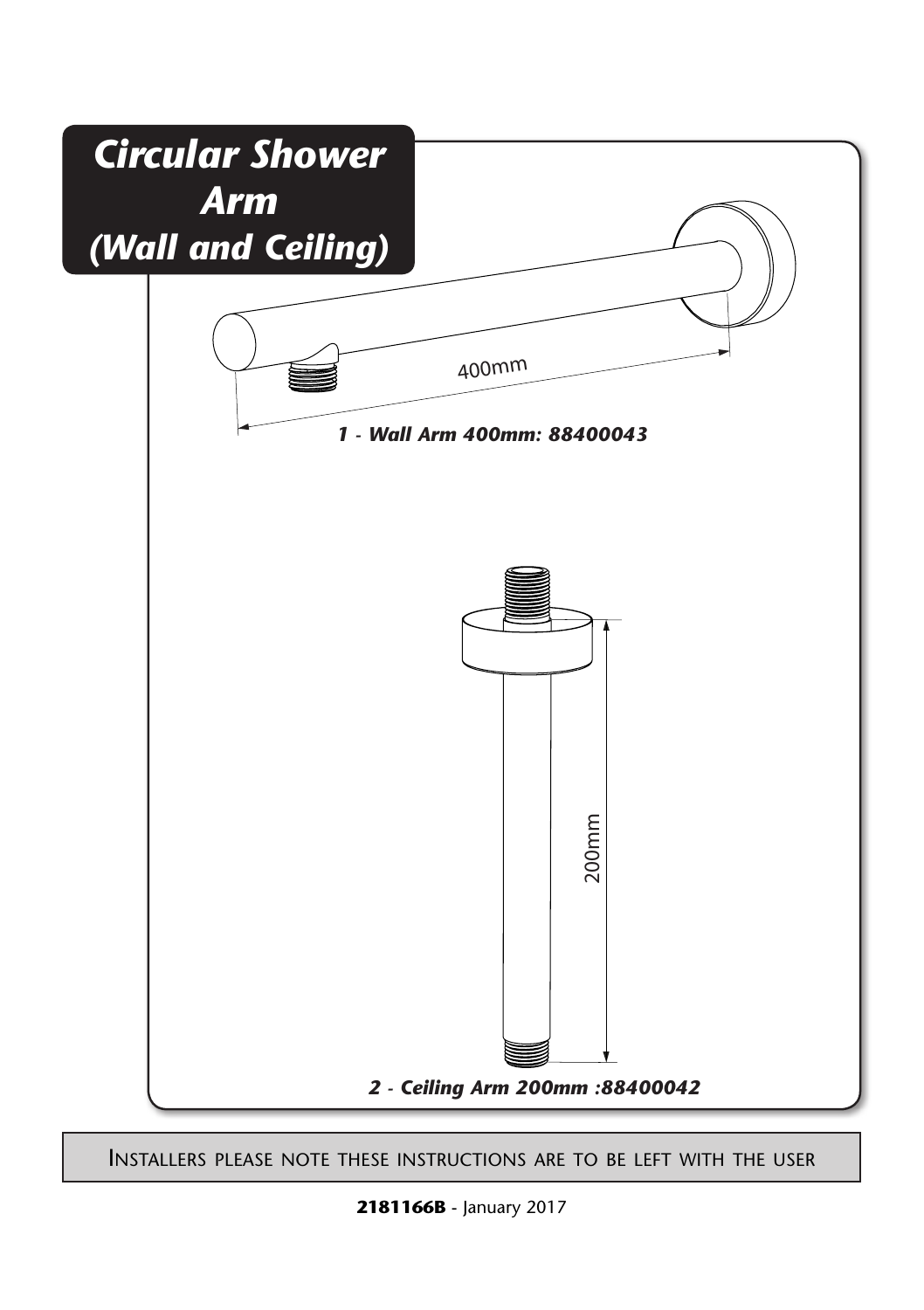# *Circular Shower Arm (Wall and Ceiling)*

400mm

***1 - Wall Arm 400mm: 88400043***

200mm

***2 - Ceiling Arm 200mm :88400042***

INSTALLERS PLEASE NOTE THESE INSTRUCTIONS ARE TO BE LEFT WITH THE USER

**2181166B** - January 2017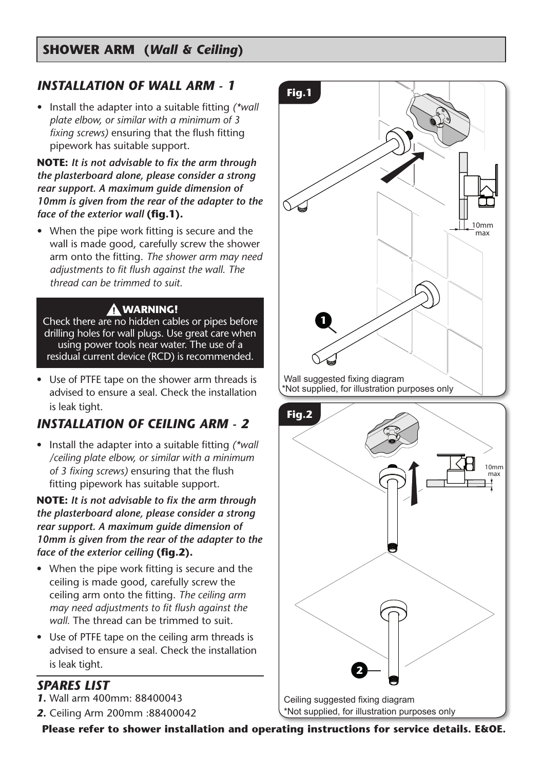## SHOWER ARM (*Wall & Ceiling*)

### *INSTALLATION OF WALL ARM - 1*

- Install the adapter into a suitable fitting *(*wall plate elbow, or similar with a minimum of 3 fixing screws)* ensuring that the flush fitting pipework has suitable support.

**NOTE:** ***It is not advisable to fix the arm through the plasterboard alone, please consider a strong rear support. A maximum guide dimension of 10mm is given from the rear of the adapter to the face of the exterior wall*** **(fig.1).**

- When the pipe work fitting is secure and the wall is made good, carefully screw the shower arm onto the fitting. *The shower arm may need adjustments to fit flush against the wall. The thread can be trimmed to suit.*

> **⚠ WARNING!**
> Check there are no hidden cables or pipes before drilling holes for wall plugs. Use great care when using power tools near water. The use of a residual current device (RCD) is recommended.

- Use of PTFE tape on the shower arm threads is advised to ensure a seal. Check the installation is leak tight.

Fig.1

10mm max

1

Wall suggested fixing diagram
*Not supplied, for illustration purposes only

### *INSTALLATION OF CEILING ARM - 2*

- Install the adapter into a suitable fitting *(*wall /ceiling plate elbow, or similar with a minimum of 3 fixing screws)* ensuring that the flush fitting pipework has suitable support.

**NOTE:** ***It is not advisable to fix the arm through the plasterboard alone, please consider a strong rear support. A maximum guide dimension of 10mm is given from the rear of the adapter to the face of the exterior ceiling*** **(fig.2).**

- When the pipe work fitting is secure and the ceiling is made good, carefully screw the ceiling arm onto the fitting. *The ceiling arm may need adjustments to fit flush against the wall.* The thread can be trimmed to suit.
- Use of PTFE tape on the ceiling arm threads is advised to ensure a seal. Check the installation is leak tight.

Fig.2

10mm max

2

Ceiling suggested fixing diagram
*Not supplied, for illustration purposes only

### *SPARES LIST*

***1.*** Wall arm 400mm: 88400043
***2.*** Ceiling Arm 200mm :88400042

**Please refer to shower installation and operating instructions for service details. E&OE.**